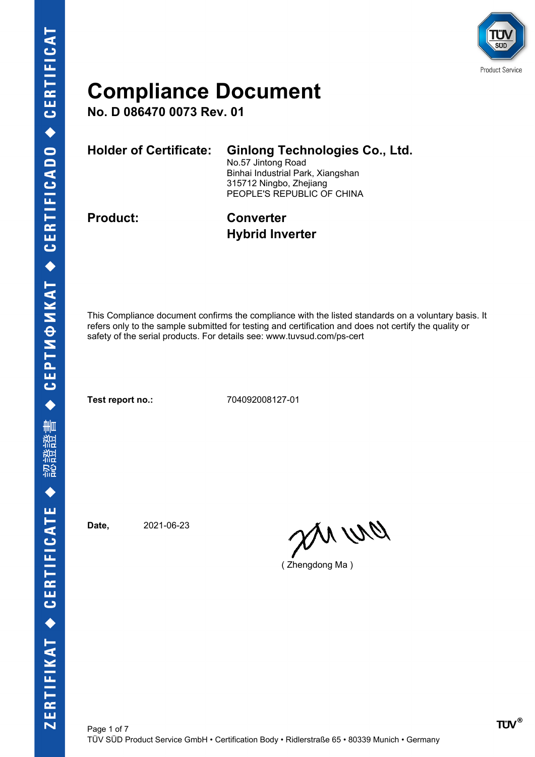# Compliance Document

**No. D 086470 0073 Rev. 01**

**Holder of Certificate:** **Ginlong Technologies Co., Ltd.**
No.57 Jintong Road
Binhai Industrial Park, Xiangshan
315712 Ningbo, Zhejiang
PEOPLE'S REPUBLIC OF CHINA

**Product:** **Converter**
**Hybrid Inverter**

This Compliance document confirms the compliance with the listed standards on a voluntary basis. It refers only to the sample submitted for testing and certification and does not certify the quality or safety of the serial products. For details see: www.tuvsud.com/ps-cert

**Test report no.:** 704092008127-01

**Date,** 2021-06-23

( Zhengdong Ma )

TÜV SÜD Product Service GmbH • Certification Body • Ridlerstraße 65 • 80339 Munich • Germany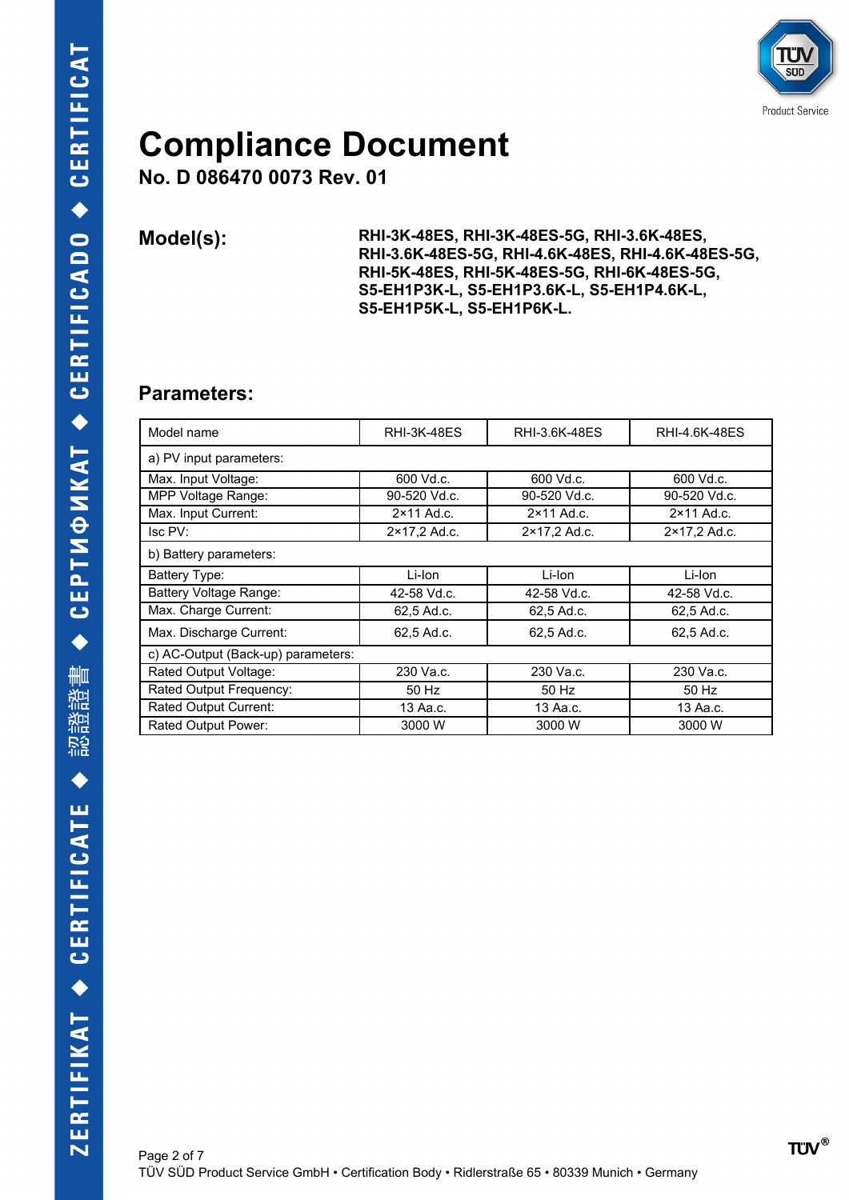# Compliance Document

**No. D 086470 0073 Rev. 01**

**Model(s):** **RHI-3K-48ES, RHI-3K-48ES-5G, RHI-3.6K-48ES, RHI-3.6K-48ES-5G, RHI-4.6K-48ES, RHI-4.6K-48ES-5G, RHI-5K-48ES, RHI-5K-48ES-5G, RHI-6K-48ES-5G, S5-EH1P3K-L, S5-EH1P3.6K-L, S5-EH1P4.6K-L, S5-EH1P5K-L, S5-EH1P6K-L.**

## Parameters:

| Model name | RHI-3K-48ES | RHI-3.6K-48ES | RHI-4.6K-48ES |
|---|---|---|---|
| a) PV input parameters: | | | |
| Max. Input Voltage: | 600 Vd.c. | 600 Vd.c. | 600 Vd.c. |
| MPP Voltage Range: | 90-520 Vd.c. | 90-520 Vd.c. | 90-520 Vd.c. |
| Max. Input Current: | 2×11 Ad.c. | 2×11 Ad.c. | 2×11 Ad.c. |
| Isc PV: | 2×17,2 Ad.c. | 2×17,2 Ad.c. | 2×17,2 Ad.c. |
| b) Battery parameters: | | | |
| Battery Type: | Li-Ion | Li-Ion | Li-Ion |
| Battery Voltage Range: | 42-58 Vd.c. | 42-58 Vd.c. | 42-58 Vd.c. |
| Max. Charge Current: | 62,5 Ad.c. | 62,5 Ad.c. | 62,5 Ad.c. |
| Max. Discharge Current: | 62,5 Ad.c. | 62,5 Ad.c. | 62,5 Ad.c. |
| c) AC-Output (Back-up) parameters: | | | |
| Rated Output Voltage: | 230 Va.c. | 230 Va.c. | 230 Va.c. |
| Rated Output Frequency: | 50 Hz | 50 Hz | 50 Hz |
| Rated Output Current: | 13 Aa.c. | 13 Aa.c. | 13 Aa.c. |
| Rated Output Power: | 3000 W | 3000 W | 3000 W |

TÜV SÜD Product Service GmbH • Certification Body • Ridlerstraße 65 • 80339 Munich • Germany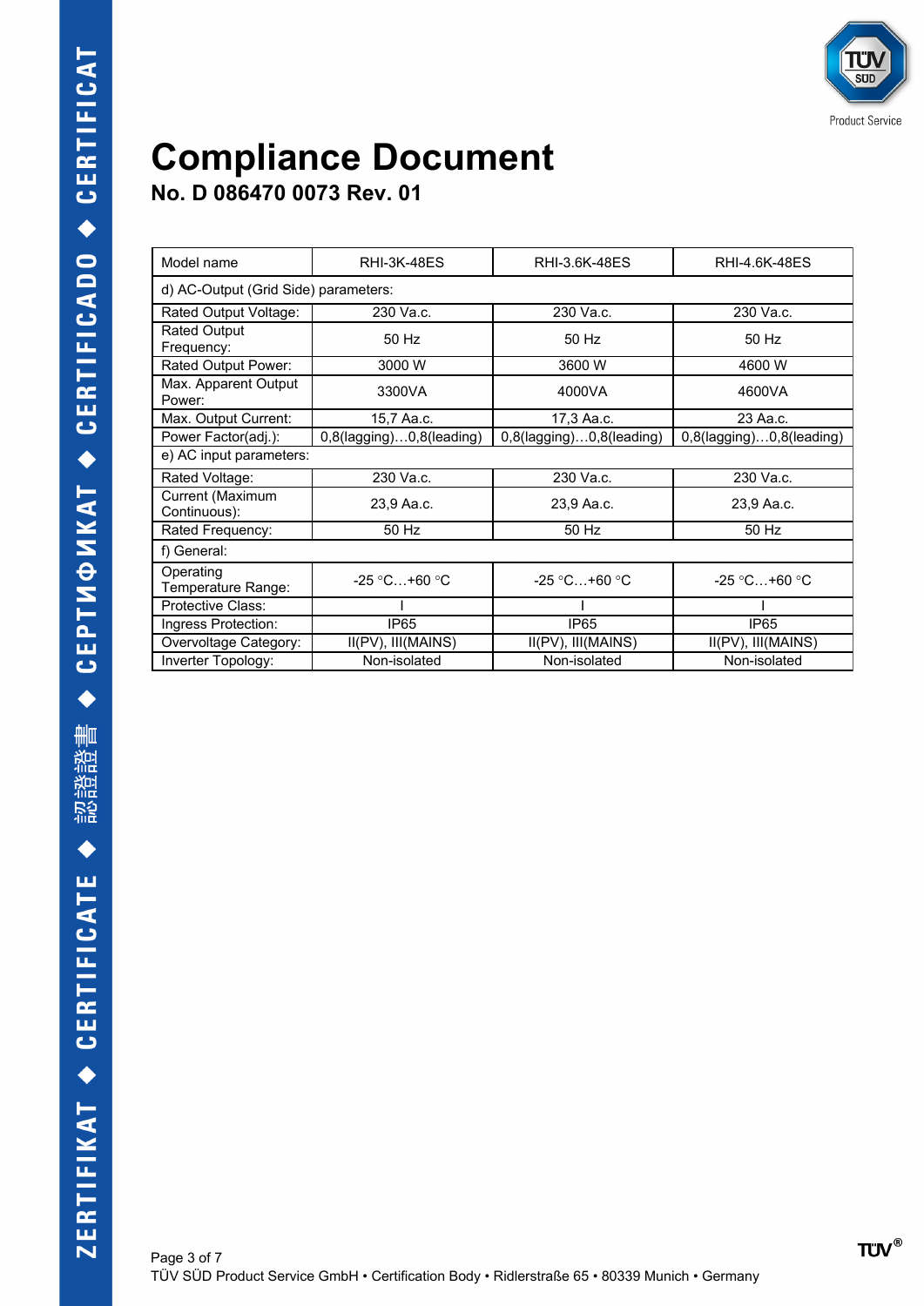# Compliance Document

## No. D 086470 0073 Rev. 01

| Model name | RHI-3K-48ES | RHI-3.6K-48ES | RHI-4.6K-48ES |
|---|---|---|---|
| d) AC-Output (Grid Side) parameters: | | | |
| Rated Output Voltage: | 230 Va.c. | 230 Va.c. | 230 Va.c. |
| Rated Output Frequency: | 50 Hz | 50 Hz | 50 Hz |
| Rated Output Power: | 3000 W | 3600 W | 4600 W |
| Max. Apparent Output Power: | 3300VA | 4000VA | 4600VA |
| Max. Output Current: | 15,7 Aa.c. | 17,3 Aa.c. | 23 Aa.c. |
| Power Factor(adj.): | 0,8(lagging)…0,8(leading) | 0,8(lagging)…0,8(leading) | 0,8(lagging)…0,8(leading) |
| e) AC input parameters: | | | |
| Rated Voltage: | 230 Va.c. | 230 Va.c. | 230 Va.c. |
| Current (Maximum Continuous): | 23,9 Aa.c. | 23,9 Aa.c. | 23,9 Aa.c. |
| Rated Frequency: | 50 Hz | 50 Hz | 50 Hz |
| f) General: | | | |
| Operating Temperature Range: | -25 °C…+60 °C | -25 °C…+60 °C | -25 °C…+60 °C |
| Protective Class: | I | I | I |
| Ingress Protection: | IP65 | IP65 | IP65 |
| Overvoltage Category: | II(PV), III(MAINS) | II(PV), III(MAINS) | II(PV), III(MAINS) |
| Inverter Topology: | Non-isolated | Non-isolated | Non-isolated |

TÜV SÜD Product Service GmbH • Certification Body • Ridlerstraße 65 • 80339 Munich • Germany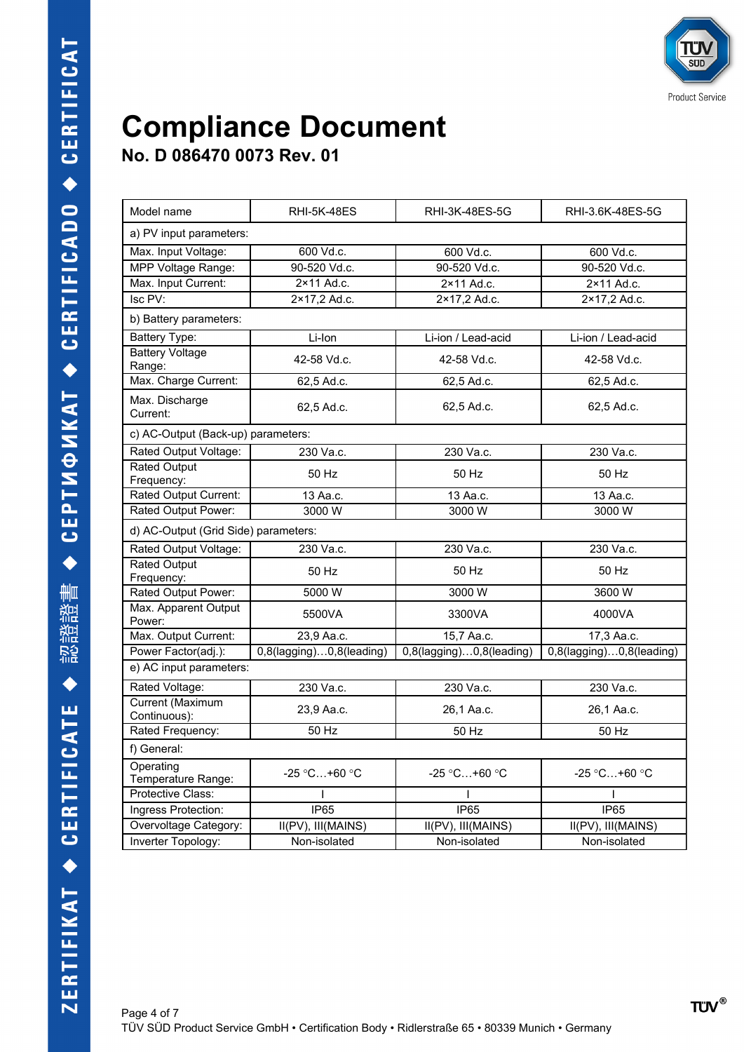# Compliance Document

## No. D 086470 0073 Rev. 01

| Model name | RHI-5K-48ES | RHI-3K-48ES-5G | RHI-3.6K-48ES-5G |
|---|---|---|---|
| a) PV input parameters: | | | |
| Max. Input Voltage: | 600 Vd.c. | 600 Vd.c. | 600 Vd.c. |
| MPP Voltage Range: | 90-520 Vd.c. | 90-520 Vd.c. | 90-520 Vd.c. |
| Max. Input Current: | 2×11 Ad.c. | 2×11 Ad.c. | 2×11 Ad.c. |
| Isc PV: | 2×17,2 Ad.c. | 2×17,2 Ad.c. | 2×17,2 Ad.c. |
| b) Battery parameters: | | | |
| Battery Type: | Li-Ion | Li-ion / Lead-acid | Li-ion / Lead-acid |
| Battery Voltage Range: | 42-58 Vd.c. | 42-58 Vd.c. | 42-58 Vd.c. |
| Max. Charge Current: | 62,5 Ad.c. | 62,5 Ad.c. | 62,5 Ad.c. |
| Max. Discharge Current: | 62,5 Ad.c. | 62,5 Ad.c. | 62,5 Ad.c. |
| c) AC-Output (Back-up) parameters: | | | |
| Rated Output Voltage: | 230 Va.c. | 230 Va.c. | 230 Va.c. |
| Rated Output Frequency: | 50 Hz | 50 Hz | 50 Hz |
| Rated Output Current: | 13 Aa.c. | 13 Aa.c. | 13 Aa.c. |
| Rated Output Power: | 3000 W | 3000 W | 3000 W |
| d) AC-Output (Grid Side) parameters: | | | |
| Rated Output Voltage: | 230 Va.c. | 230 Va.c. | 230 Va.c. |
| Rated Output Frequency: | 50 Hz | 50 Hz | 50 Hz |
| Rated Output Power: | 5000 W | 3000 W | 3600 W |
| Max. Apparent Output Power: | 5500VA | 3300VA | 4000VA |
| Max. Output Current: | 23,9 Aa.c. | 15,7 Aa.c. | 17,3 Aa.c. |
| Power Factor(adj.): | 0,8(lagging)…0,8(leading) | 0,8(lagging)…0,8(leading) | 0,8(lagging)…0,8(leading) |
| e) AC input parameters: | | | |
| Rated Voltage: | 230 Va.c. | 230 Va.c. | 230 Va.c. |
| Current (Maximum Continuous): | 23,9 Aa.c. | 26,1 Aa.c. | 26,1 Aa.c. |
| Rated Frequency: | 50 Hz | 50 Hz | 50 Hz |
| f) General: | | | |
| Operating Temperature Range: | -25 °C…+60 °C | -25 °C…+60 °C | -25 °C…+60 °C |
| Protective Class: | I | I | I |
| Ingress Protection: | IP65 | IP65 | IP65 |
| Overvoltage Category: | II(PV), III(MAINS) | II(PV), III(MAINS) | II(PV), III(MAINS) |
| Inverter Topology: | Non-isolated | Non-isolated | Non-isolated |

TÜV SÜD Product Service GmbH • Certification Body • Ridlerstraße 65 • 80339 Munich • Germany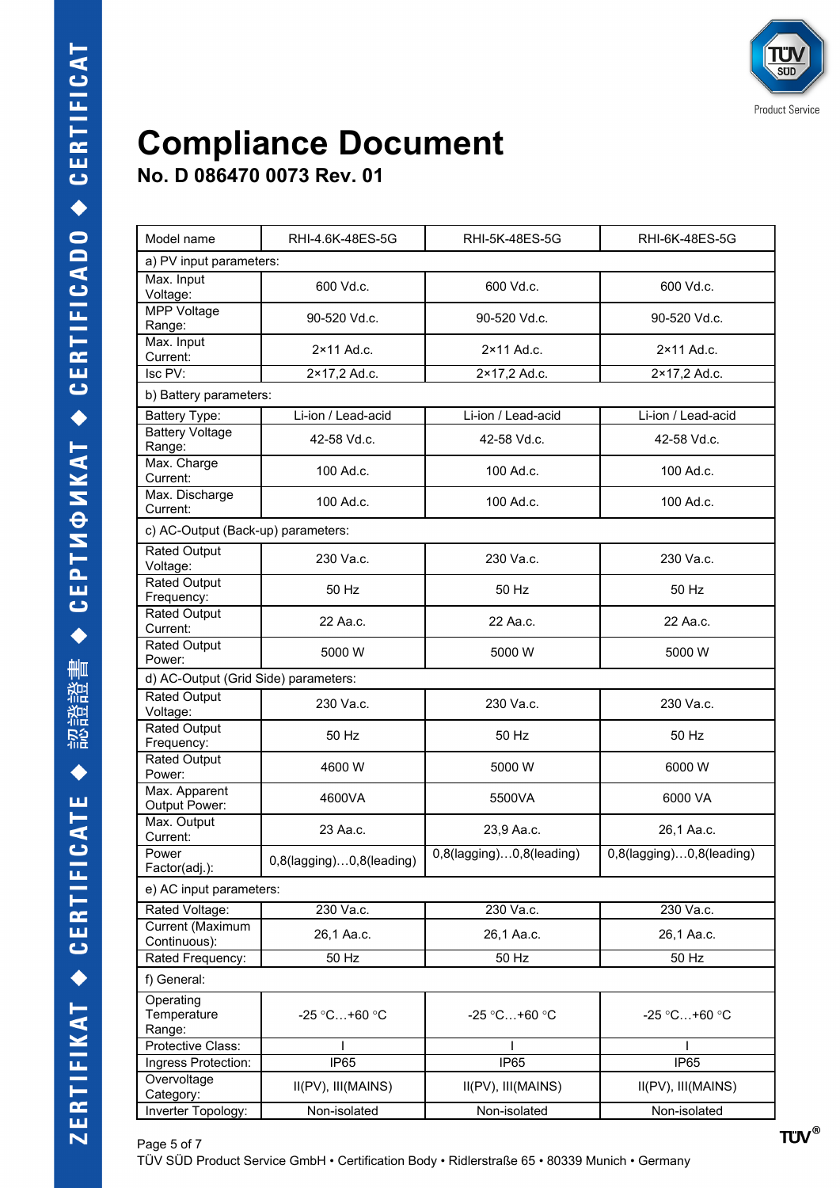# Compliance Document

## No. D 086470 0073 Rev. 01

| Model name | RHI-4.6K-48ES-5G | RHI-5K-48ES-5G | RHI-6K-48ES-5G |
|---|---|---|---|
| a) PV input parameters: | | | |
| Max. Input Voltage: | 600 Vd.c. | 600 Vd.c. | 600 Vd.c. |
| MPP Voltage Range: | 90-520 Vd.c. | 90-520 Vd.c. | 90-520 Vd.c. |
| Max. Input Current: | 2×11 Ad.c. | 2×11 Ad.c. | 2×11 Ad.c. |
| Isc PV: | 2×17,2 Ad.c. | 2×17,2 Ad.c. | 2×17,2 Ad.c. |
| b) Battery parameters: | | | |
| Battery Type: | Li-ion / Lead-acid | Li-ion / Lead-acid | Li-ion / Lead-acid |
| Battery Voltage Range: | 42-58 Vd.c. | 42-58 Vd.c. | 42-58 Vd.c. |
| Max. Charge Current: | 100 Ad.c. | 100 Ad.c. | 100 Ad.c. |
| Max. Discharge Current: | 100 Ad.c. | 100 Ad.c. | 100 Ad.c. |
| c) AC-Output (Back-up) parameters: | | | |
| Rated Output Voltage: | 230 Va.c. | 230 Va.c. | 230 Va.c. |
| Rated Output Frequency: | 50 Hz | 50 Hz | 50 Hz |
| Rated Output Current: | 22 Aa.c. | 22 Aa.c. | 22 Aa.c. |
| Rated Output Power: | 5000 W | 5000 W | 5000 W |
| d) AC-Output (Grid Side) parameters: | | | |
| Rated Output Voltage: | 230 Va.c. | 230 Va.c. | 230 Va.c. |
| Rated Output Frequency: | 50 Hz | 50 Hz | 50 Hz |
| Rated Output Power: | 4600 W | 5000 W | 6000 W |
| Max. Apparent Output Power: | 4600VA | 5500VA | 6000 VA |
| Max. Output Current: | 23 Aa.c. | 23,9 Aa.c. | 26,1 Aa.c. |
| Power Factor(adj.): | 0,8(lagging)…0,8(leading) | 0,8(lagging)…0,8(leading) | 0,8(lagging)…0,8(leading) |
| e) AC input parameters: | | | |
| Rated Voltage: | 230 Va.c. | 230 Va.c. | 230 Va.c. |
| Current (Maximum Continuous): | 26,1 Aa.c. | 26,1 Aa.c. | 26,1 Aa.c. |
| Rated Frequency: | 50 Hz | 50 Hz | 50 Hz |
| f) General: | | | |
| Operating Temperature Range: | -25 °C…+60 °C | -25 °C…+60 °C | -25 °C…+60 °C |
| Protective Class: | I | I | I |
| Ingress Protection: | IP65 | IP65 | IP65 |
| Overvoltage Category: | II(PV), III(MAINS) | II(PV), III(MAINS) | II(PV), III(MAINS) |
| Inverter Topology: | Non-isolated | Non-isolated | Non-isolated |

TÜV SÜD Product Service GmbH • Certification Body • Ridlerstraße 65 • 80339 Munich • Germany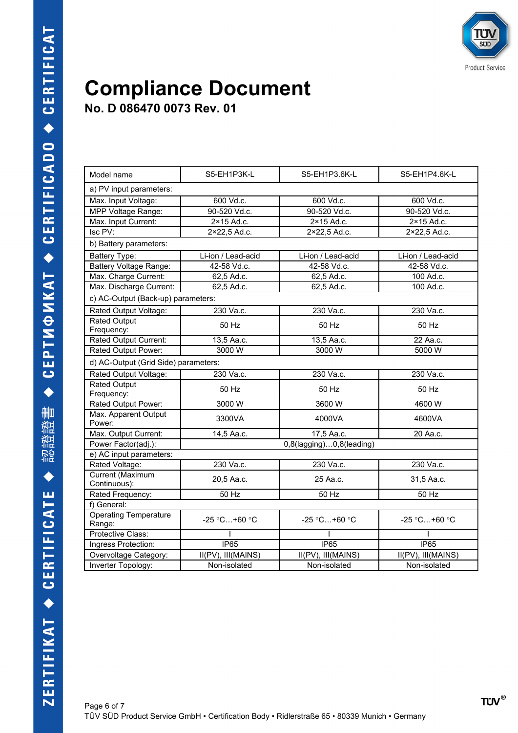# Compliance Document

## No. D 086470 0073 Rev. 01

| Model name | S5-EH1P3K-L | S5-EH1P3.6K-L | S5-EH1P4.6K-L |
|---|---|---|---|
| a) PV input parameters: | | | |
| Max. Input Voltage: | 600 Vd.c. | 600 Vd.c. | 600 Vd.c. |
| MPP Voltage Range: | 90-520 Vd.c. | 90-520 Vd.c. | 90-520 Vd.c. |
| Max. Input Current: | 2×15 Ad.c. | 2×15 Ad.c. | 2×15 Ad.c. |
| Isc PV: | 2×22,5 Ad.c. | 2×22,5 Ad.c. | 2×22,5 Ad.c. |
| b) Battery parameters: | | | |
| Battery Type: | Li-ion / Lead-acid | Li-ion / Lead-acid | Li-ion / Lead-acid |
| Battery Voltage Range: | 42-58 Vd.c. | 42-58 Vd.c. | 42-58 Vd.c. |
| Max. Charge Current: | 62,5 Ad.c. | 62,5 Ad.c. | 100 Ad.c. |
| Max. Discharge Current: | 62,5 Ad.c. | 62,5 Ad.c. | 100 Ad.c. |
| c) AC-Output (Back-up) parameters: | | | |
| Rated Output Voltage: | 230 Va.c. | 230 Va.c. | 230 Va.c. |
| Rated Output Frequency: | 50 Hz | 50 Hz | 50 Hz |
| Rated Output Current: | 13,5 Aa.c. | 13,5 Aa.c. | 22 Aa.c. |
| Rated Output Power: | 3000 W | 3000 W | 5000 W |
| d) AC-Output (Grid Side) parameters: | | | |
| Rated Output Voltage: | 230 Va.c. | 230 Va.c. | 230 Va.c. |
| Rated Output Frequency: | 50 Hz | 50 Hz | 50 Hz |
| Rated Output Power: | 3000 W | 3600 W | 4600 W |
| Max. Apparent Output Power: | 3300VA | 4000VA | 4600VA |
| Max. Output Current: | 14,5 Aa.c. | 17,5 Aa.c. | 20 Aa.c. |
| Power Factor(adj.): | 0,8(lagging)…0,8(leading) | | |
| e) AC input parameters: | | | |
| Rated Voltage: | 230 Va.c. | 230 Va.c. | 230 Va.c. |
| Current (Maximum Continuous): | 20,5 Aa.c. | 25 Aa.c. | 31,5 Aa.c. |
| Rated Frequency: | 50 Hz | 50 Hz | 50 Hz |
| f) General: | | | |
| Operating Temperature Range: | -25 °C…+60 °C | -25 °C…+60 °C | -25 °C…+60 °C |
| Protective Class: | I | I | I |
| Ingress Protection: | IP65 | IP65 | IP65 |
| Overvoltage Category: | II(PV), III(MAINS) | II(PV), III(MAINS) | II(PV), III(MAINS) |
| Inverter Topology: | Non-isolated | Non-isolated | Non-isolated |

TÜV SÜD Product Service GmbH • Certification Body • Ridlerstraße 65 • 80339 Munich • Germany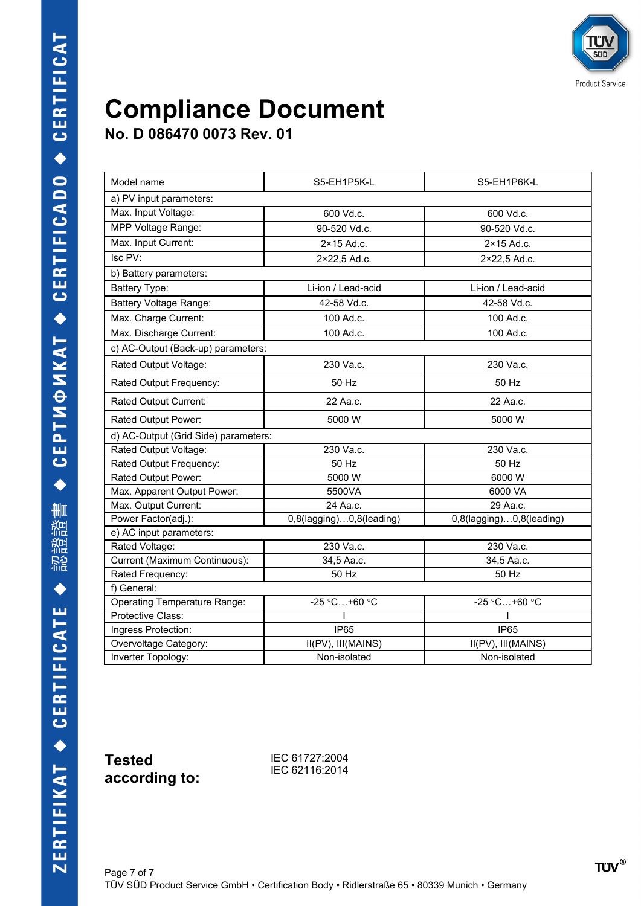# Compliance Document

## No. D 086470 0073 Rev. 01

| Model name | S5-EH1P5K-L | S5-EH1P6K-L |
|---|---|---|
| a) PV input parameters: | | |
| Max. Input Voltage: | 600 Vd.c. | 600 Vd.c. |
| MPP Voltage Range: | 90-520 Vd.c. | 90-520 Vd.c. |
| Max. Input Current: | 2×15 Ad.c. | 2×15 Ad.c. |
| Isc PV: | 2×22,5 Ad.c. | 2×22,5 Ad.c. |
| b) Battery parameters: | | |
| Battery Type: | Li-ion / Lead-acid | Li-ion / Lead-acid |
| Battery Voltage Range: | 42-58 Vd.c. | 42-58 Vd.c. |
| Max. Charge Current: | 100 Ad.c. | 100 Ad.c. |
| Max. Discharge Current: | 100 Ad.c. | 100 Ad.c. |
| c) AC-Output (Back-up) parameters: | | |
| Rated Output Voltage: | 230 Va.c. | 230 Va.c. |
| Rated Output Frequency: | 50 Hz | 50 Hz |
| Rated Output Current: | 22 Aa.c. | 22 Aa.c. |
| Rated Output Power: | 5000 W | 5000 W |
| d) AC-Output (Grid Side) parameters: | | |
| Rated Output Voltage: | 230 Va.c. | 230 Va.c. |
| Rated Output Frequency: | 50 Hz | 50 Hz |
| Rated Output Power: | 5000 W | 6000 W |
| Max. Apparent Output Power: | 5500VA | 6000 VA |
| Max. Output Current: | 24 Aa.c. | 29 Aa.c. |
| Power Factor(adj.): | 0,8(lagging)…0,8(leading) | 0,8(lagging)…0,8(leading) |
| e) AC input parameters: | | |
| Rated Voltage: | 230 Va.c. | 230 Va.c. |
| Current (Maximum Continuous): | 34,5 Aa.c. | 34,5 Aa.c. |
| Rated Frequency: | 50 Hz | 50 Hz |
| f) General: | | |
| Operating Temperature Range: | -25 °C…+60 °C | -25 °C…+60 °C |
| Protective Class: | I | I |
| Ingress Protection: | IP65 | IP65 |
| Overvoltage Category: | II(PV), III(MAINS) | II(PV), III(MAINS) |
| Inverter Topology: | Non-isolated | Non-isolated |

**Tested according to:**

IEC 61727:2004
IEC 62116:2014

TÜV SÜD Product Service GmbH • Certification Body • Ridlerstraße 65 • 80339 Munich • Germany